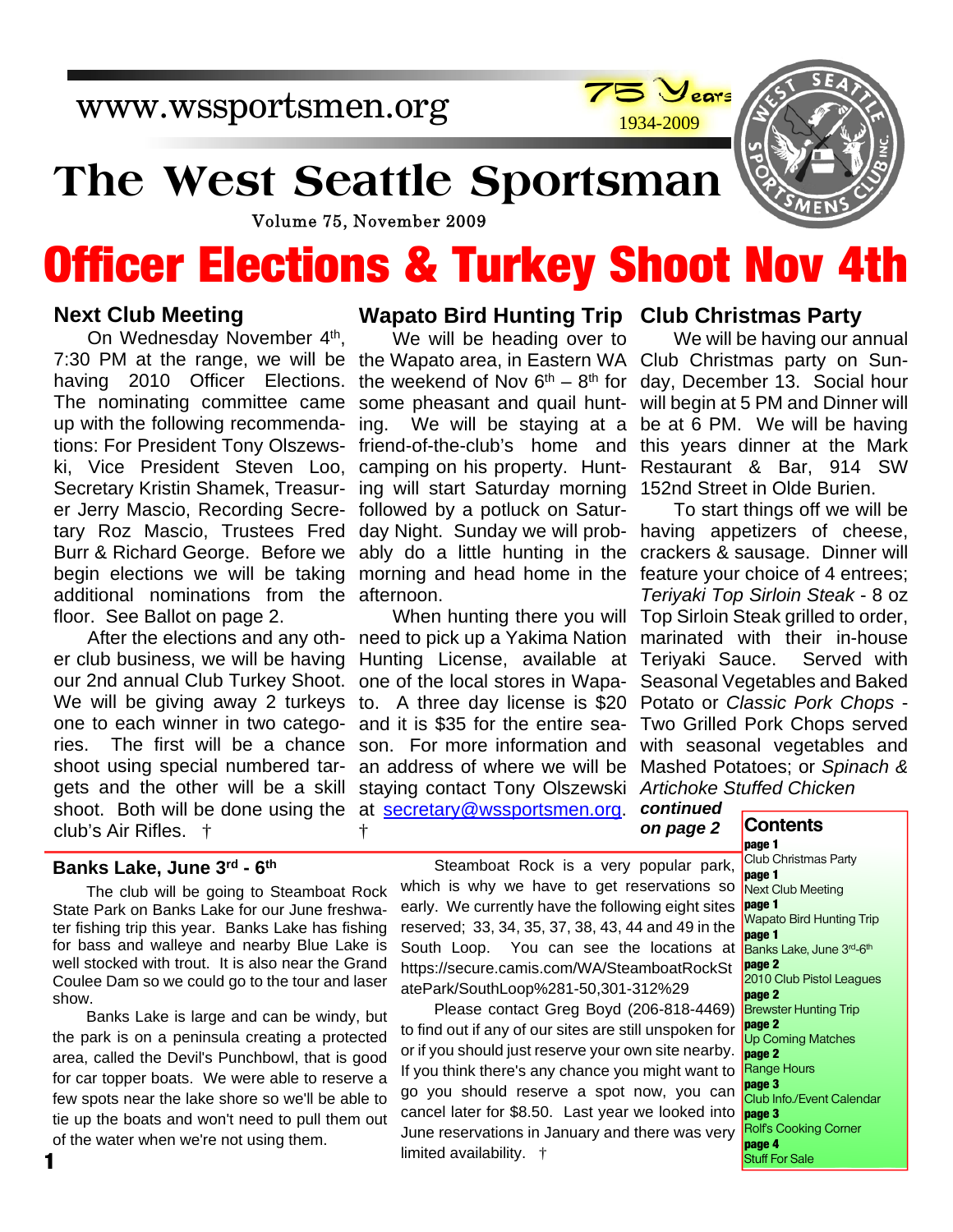www.wssportsmen.org

75 Years 1934-2009

# The West Seattle Sportsman

Volume 75, November 2009

# Officer Elections & Turkey Shoot Nov 4th

## Next Club Meeting

On Wednesday November 4th, 7:30 PM at the range, we will be having 2010 Officer Elections. The nominating committee came up with the following recommendations: For President Tony Olszewski, Vice President Steven Loo, Secretary Kristin Shamek, Treasurer Jerry Mascio, Recording Secretary Roz Mascio, Trustees Fred Burr & Richard George. Before we begin elections we will be taking additional nominations from the floor. See Ballot on page 2.

After the elections and any other club business, we will be having our 2nd annual Club Turkey Shoot. We will be giving away 2 turkeys one to each winner in two categories. The first will be a chance shoot using special numbered targets and the other will be a skill shoot. Both will be done using the club's Air Rifles. †

## Wapato Bird Hunting Trip

We will be heading over to the Wapato area, in Eastern WA the weekend of Nov 6th – 8th for some pheasant and quail hunting. We will be staying at a friend-of-the-club's home and camping on his property. Hunting will start Saturday morning followed by a potluck on Saturday Night. Sunday we will probably do a little hunting in the morning and head home in the afternoon.

When hunting there you will need to pick up a Yakima Nation Hunting License, available at one of the local stores in Wapato. A three day license is $20 and it is $35 for the entire season. For more information and an address of where we will be staying contact Tony Olszewski at secretary@wssportsmen.org. †

## Club Christmas Party

We will be having our annual Club Christmas party on Sunday, December 13. Social hour will begin at 5 PM and Dinner will be at 6 PM. We will be having this years dinner at the Mark Restaurant & Bar, 914 SW 152nd Street in Olde Burien.

To start things off we will be having appetizers of cheese, crackers & sausage. Dinner will feature your choice of 4 entrees; *Teriyaki Top Sirloin Steak* - 8 oz Top Sirloin Steak grilled to order, marinated with their in-house Teriyaki Sauce. Served with Seasonal Vegetables and Baked Potato or *Classic Pork Chops* - Two Grilled Pork Chops served with seasonal vegetables and Mashed Potatoes; or *Spinach & Artichoke Stuffed Chicken*

***continued on page 2***

## Contents

- **page 1** Club Christmas Party
- **page 1** Next Club Meeting
- **page 1** Wapato Bird Hunting Trip
- **page 1** Banks Lake, June 3rd-6th
- **page 2** 2010 Club Pistol Leagues
- **page 2** Brewster Hunting Trip
- **page 2** Up Coming Matches
- **page 2** Range Hours
- **page 3** Club Info./Event Calendar
- **page 3** Rolf's Cooking Corner
- **page 4** Stuff For Sale

## Banks Lake, June 3rd - 6th

The club will be going to Steamboat Rock State Park on Banks Lake for our June freshwater fishing trip this year. Banks Lake has fishing for bass and walleye and nearby Blue Lake is well stocked with trout. It is also near the Grand Coulee Dam so we could go to the tour and laser show.

Banks Lake is large and can be windy, but the park is on a peninsula creating a protected area, called the Devil's Punchbowl, that is good for car topper boats. We were able to reserve a few spots near the lake shore so we'll be able to tie up the boats and won't need to pull them out of the water when we're not using them.

Steamboat Rock is a very popular park, which is why we have to get reservations so early. We currently have the following eight sites reserved; 33, 34, 35, 37, 38, 43, 44 and 49 in the South Loop. You can see the locations at https://secure.camis.com/WA/SteamboatRockStatePark/SouthLoop%281-50,301-312%29

Please contact Greg Boyd (206-818-4469) to find out if any of our sites are still unspoken for or if you should just reserve your own site nearby. If you think there's any chance you might want to go you should reserve a spot now, you can cancel later for $8.50. Last year we looked into June reservations in January and there was very limited availability. †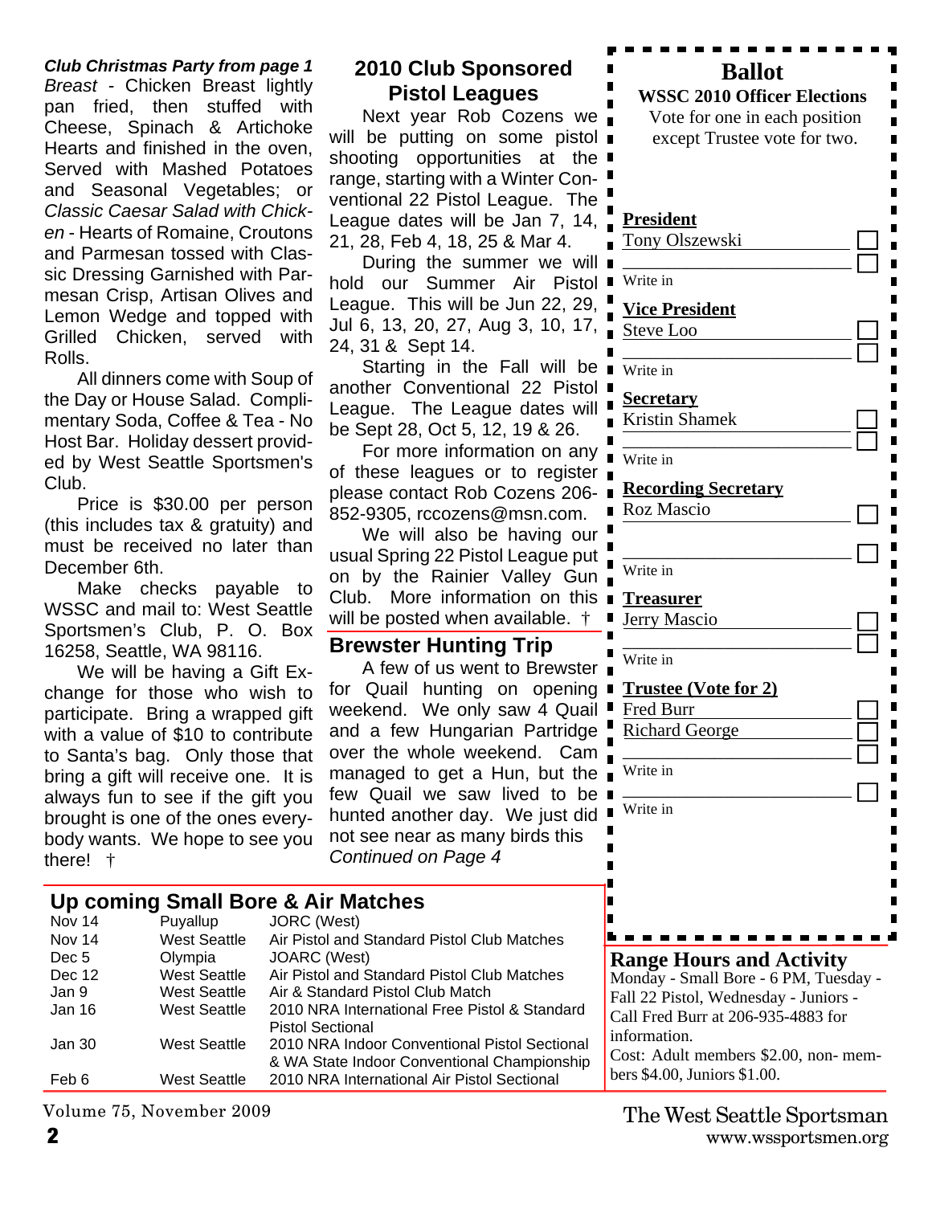*Club Christmas Party from page 1*

*Breast* - Chicken Breast lightly pan fried, then stuffed with Cheese, Spinach & Artichoke Hearts and finished in the oven, Served with Mashed Potatoes and Seasonal Vegetables; or *Classic Caesar Salad with Chicken* - Hearts of Romaine, Croutons and Parmesan tossed with Classic Dressing Garnished with Parmesan Crisp, Artisan Olives and Lemon Wedge and topped with Grilled Chicken, served with Rolls.

All dinners come with Soup of the Day or House Salad. Complimentary Soda, Coffee & Tea - No Host Bar. Holiday dessert provided by West Seattle Sportsmen's Club.

Price is $30.00 per person (this includes tax & gratuity) and must be received no later than December 6th.

Make checks payable to WSSC and mail to: West Seattle Sportsmen's Club, P. O. Box 16258, Seattle, WA 98116.

We will be having a Gift Exchange for those who wish to participate. Bring a wrapped gift with a value of $10 to contribute to Santa's bag. Only those that bring a gift will receive one. It is always fun to see if the gift you brought is one of the ones everybody wants. We hope to see you there! †

## 2010 Club Sponsored Pistol Leagues

Next year Rob Cozens we will be putting on some pistol shooting opportunities at the range, starting with a Winter Conventional 22 Pistol League. The League dates will be Jan 7, 14, 21, 28, Feb 4, 18, 25 & Mar 4.

During the summer we will hold our Summer Air Pistol League. This will be Jun 22, 29, Jul 6, 13, 20, 27, Aug 3, 10, 17, 24, 31 & Sept 14.

Starting in the Fall will be another Conventional 22 Pistol League. The League dates will be Sept 28, Oct 5, 12, 19 & 26.

For more information on any of these leagues or to register please contact Rob Cozens 206-852-9305, rccozens@msn.com.

We will also be having our usual Spring 22 Pistol League put on by the Rainier Valley Gun Club. More information on this will be posted when available. †

## Brewster Hunting Trip

A few of us went to Brewster for Quail hunting on opening weekend. We only saw 4 Quail and a few Hungarian Partridge over the whole weekend. Cam managed to get a Hun, but the few Quail we saw lived to be hunted another day. We just did not see near as many birds this *Continued on Page 4*

## Ballot

**WSSC 2010 Officer Elections**

Vote for one in each position except Trustee vote for two.

**President**
- Tony Olszewski ☐
- ____________ ☐ Write in

**Vice President**
- Steve Loo ☐
- ____________ ☐ Write in

**Secretary**
- Kristin Shamek ☐
- ____________ ☐ Write in

**Recording Secretary**
- Roz Mascio ☐
- ____________ ☐ Write in

**Treasurer**
- Jerry Mascio ☐
- ____________ ☐ Write in

**Trustee (Vote for 2)**
- Fred Burr ☐
- Richard George ☐
- ____________ ☐ Write in
- ____________ ☐ Write in

## Up coming Small Bore & Air Matches

| Date | Location | Match |
|---|---|---|
| Nov 14 | Puyallup | JORC (West) |
| Nov 14 | West Seattle | Air Pistol and Standard Pistol Club Matches |
| Dec 5 | Olympia | JOARC (West) |
| Dec 12 | West Seattle | Air Pistol and Standard Pistol Club Matches |
| Jan 9 | West Seattle | Air & Standard Pistol Club Match |
| Jan 16 | West Seattle | 2010 NRA International Free Pistol & Standard Pistol Sectional |
| Jan 30 | West Seattle | 2010 NRA Indoor Conventional Pistol Sectional & WA State Indoor Conventional Championship |
| Feb 6 | West Seattle | 2010 NRA International Air Pistol Sectional |

## Range Hours and Activity

Monday - Small Bore - 6 PM, Tuesday - Fall 22 Pistol, Wednesday - Juniors - Call Fred Burr at 206-935-4883 for information.

Cost: Adult members $2.00, non-members $4.00, Juniors $1.00.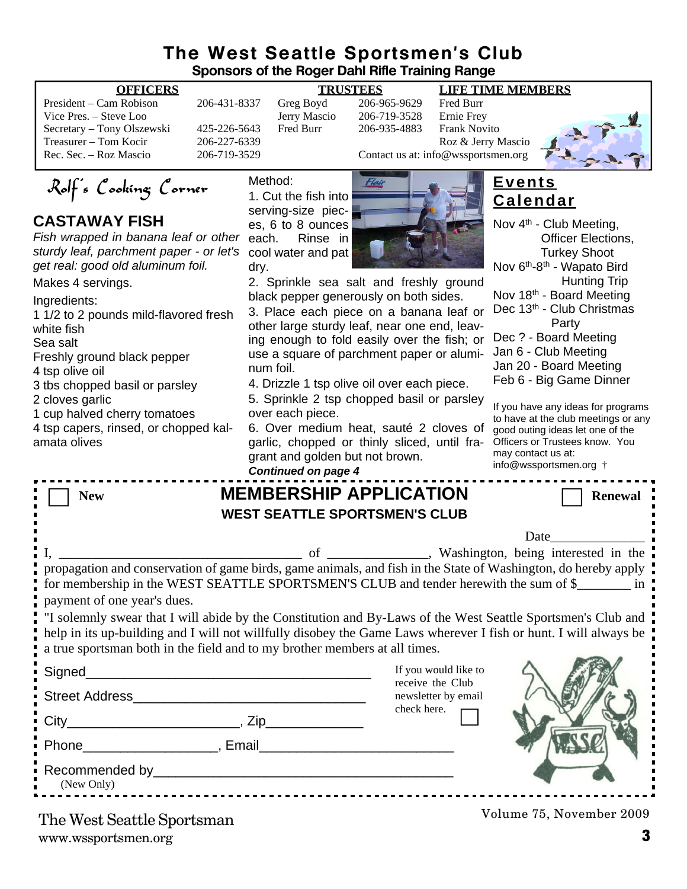# The West Seattle Sportsmen's Club

**Sponsors of the Roger Dahl Rifle Training Range**

| OFFICERS | | TRUSTEES | | LIFE TIME MEMBERS |
|---|---|---|---|---|
| President – Cam Robison | 206-431-8337 | Greg Boyd | 206-965-9629 | Fred Burr |
| Vice Pres. – Steve Loo | | Jerry Mascio | 206-719-3528 | Ernie Frey |
| Secretary – Tony Olszewski | 425-226-5643 | Fred Burr | 206-935-4883 | Frank Novito |
| Treasurer – Tom Kocir | 206-227-6339 | | | Roz & Jerry Mascio |
| Rec. Sec. – Roz Mascio | 206-719-3529 | | | |

Contact us at: info@wssportsmen.org

## Rolf's Cooking Corner

### CASTAWAY FISH

*Fish wrapped in banana leaf or other sturdy leaf, parchment paper - or let's get real: good old aluminum foil.*

Makes 4 servings.

Ingredients:

1 1/2 to 2 pounds mild-flavored fresh white fish
Sea salt
Freshly ground black pepper
4 tsp olive oil
3 tbs chopped basil or parsley
2 cloves garlic
1 cup halved cherry tomatoes
4 tsp capers, rinsed, or chopped kalamata olives

Method:

1. Cut the fish into serving-size pieces, 6 to 8 ounces each. Rinse in cool water and pat dry.
2. Sprinkle sea salt and freshly ground black pepper generously on both sides.
3. Place each piece on a banana leaf or other large sturdy leaf, near one end, leaving enough to fold easily over the fish; or use a square of parchment paper or aluminum foil.
4. Drizzle 1 tsp olive oil over each piece.
5. Sprinkle 2 tsp chopped basil or parsley over each piece.
6. Over medium heat, sauté 2 cloves of garlic, chopped or thinly sliced, until fragrant and golden but not brown.

***Continued on page 4***

## Events Calendar

Nov 4th - Club Meeting, Officer Elections, Turkey Shoot
Nov 6th-8th - Wapato Bird Hunting Trip
Nov 18th - Board Meeting
Dec 13th - Club Christmas Party
Dec ? - Board Meeting
Jan 6 - Club Meeting
Jan 20 - Board Meeting
Feb 6 - Big Game Dinner

If you have any ideas for programs to have at the club meetings or any good outing ideas let one of the Officers or Trustees know. You may contact us at: info@wssportsmen.org †

## MEMBERSHIP APPLICATION

**WEST SEATTLE SPORTSMEN'S CLUB**

☐ **New** ☐ **Renewal**

Date______________

I, ____________________________________ of _______________, Washington, being interested in the propagation and conservation of game birds, game animals, and fish in the State of Washington, do hereby apply for membership in the WEST SEATTLE SPORTSMEN'S CLUB and tender herewith the sum of $________ in payment of one year's dues.

"I solemnly swear that I will abide by the Constitution and By-Laws of the West Seattle Sportsmen's Club and help in its up-building and I will not willfully disobey the Game Laws wherever I fish or hunt. I will always be a true sportsman both in the field and to my brother members at all times.

Signed_______________________________________

Street Address________________________________

City_______________________, Zip_____________

Phone__________________, Email__________________________

Recommended by________________________________________
(New Only)

If you would like to receive the Club newsletter by email check here. ☐

The West Seattle Sportsman
www.wssportsmen.org

Volume 75, November 2009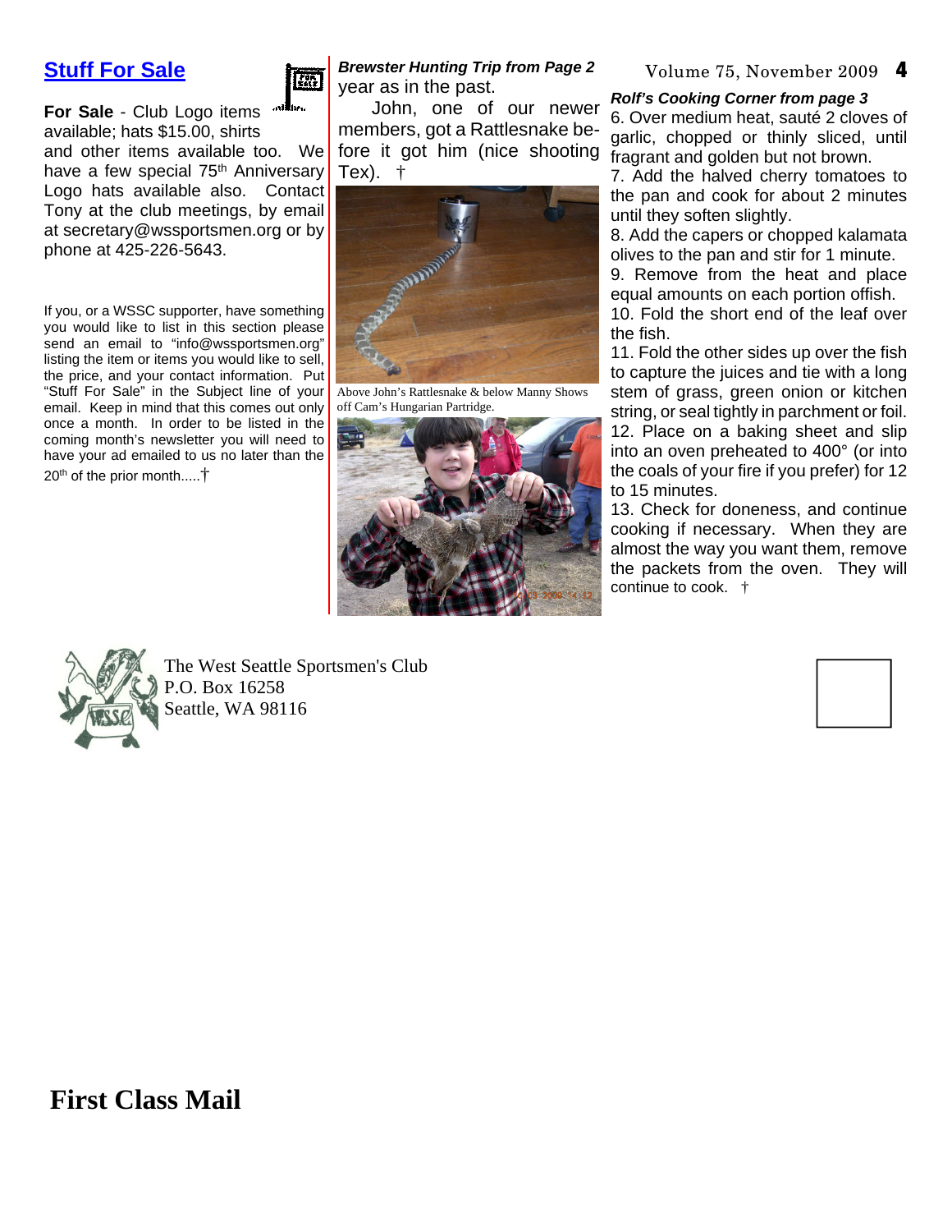## Stuff For Sale

**For Sale** - Club Logo items available; hats $15.00, shirts and other items available too. We have a few special 75th Anniversary Logo hats available also. Contact Tony at the club meetings, by email at secretary@wssportsmen.org or by phone at 425-226-5643.

If you, or a WSSC supporter, have something you would like to list in this section please send an email to "info@wssportsmen.org" listing the item or items you would like to sell, the price, and your contact information. Put "Stuff For Sale" in the Subject line of your email. Keep in mind that this comes out only once a month. In order to be listed in the coming month's newsletter you will need to have your ad emailed to us no later than the 20th of the prior month.....†

***Brewster Hunting Trip from Page 2***

year as in the past.

John, one of our newer members, got a Rattlesnake before it got him (nice shooting Tex). †

Above John's Rattlesnake & below Manny Shows off Cam's Hungarian Partridge.

***Rolf's Cooking Corner from page 3***

6. Over medium heat, sauté 2 cloves of garlic, chopped or thinly sliced, until fragrant and golden but not brown.
7. Add the halved cherry tomatoes to the pan and cook for about 2 minutes until they soften slightly.
8. Add the capers or chopped kalamata olives to the pan and stir for 1 minute.
9. Remove from the heat and place equal amounts on each portion offish.
10. Fold the short end of the leaf over the fish.
11. Fold the other sides up over the fish to capture the juices and tie with a long stem of grass, green onion or kitchen string, or seal tightly in parchment or foil.
12. Place on a baking sheet and slip into an oven preheated to 400° (or into the coals of your fire if you prefer) for 12 to 15 minutes.
13. Check for doneness, and continue cooking if necessary. When they are almost the way you want them, remove the packets from the oven. They will continue to cook. †

The West Seattle Sportsmen's Club
P.O. Box 16258
Seattle, WA 98116

**First Class Mail**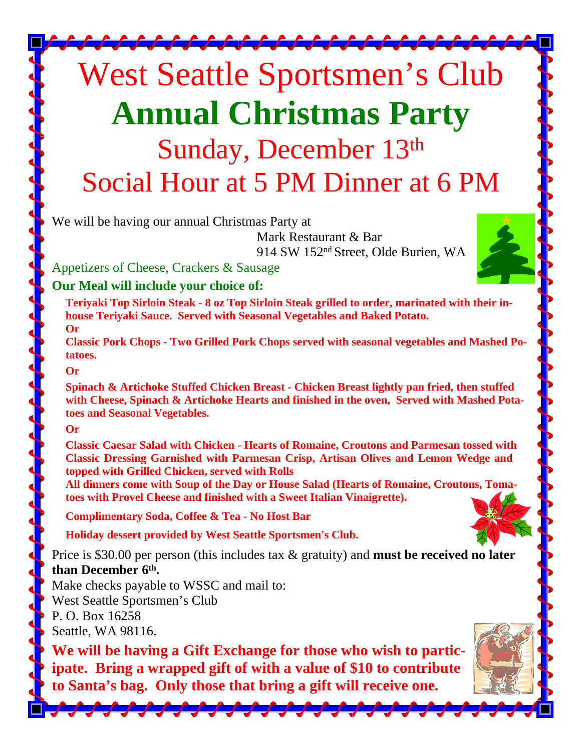# West Seattle Sportsmen's Club

# **Annual Christmas Party**

## Sunday, December 13th

## Social Hour at 5 PM Dinner at 6 PM

We will be having our annual Christmas Party at

Mark Restaurant & Bar
914 SW 152nd Street, Olde Burien, WA

Appetizers of Cheese, Crackers & Sausage

**Our Meal will include your choice of:**

**Teriyaki Top Sirloin Steak - 8 oz Top Sirloin Steak grilled to order, marinated with their in-house Teriyaki Sauce. Served with Seasonal Vegetables and Baked Potato.**

**Or**

**Classic Pork Chops - Two Grilled Pork Chops served with seasonal vegetables and Mashed Potatoes.**

**Or**

**Spinach & Artichoke Stuffed Chicken Breast - Chicken Breast lightly pan fried, then stuffed with Cheese, Spinach & Artichoke Hearts and finished in the oven, Served with Mashed Potatoes and Seasonal Vegetables.**

**Or**

**Classic Caesar Salad with Chicken - Hearts of Romaine, Croutons and Parmesan tossed with Classic Dressing Garnished with Parmesan Crisp, Artisan Olives and Lemon Wedge and topped with Grilled Chicken, served with Rolls**

**All dinners come with Soup of the Day or House Salad (Hearts of Romaine, Croutons, Tomatoes with Provel Cheese and finished with a Sweet Italian Vinaigrette).**

**Complimentary Soda, Coffee & Tea - No Host Bar**

**Holiday dessert provided by West Seattle Sportsmen's Club.**

Price is $30.00 per person (this includes tax & gratuity) and **must be received no later than December 6th.**

Make checks payable to WSSC and mail to:
West Seattle Sportsmen's Club
P. O. Box 16258
Seattle, WA 98116.

**We will be having a Gift Exchange for those who wish to participate. Bring a wrapped gift of with a value of $10 to contribute to Santa's bag. Only those that bring a gift will receive one.**